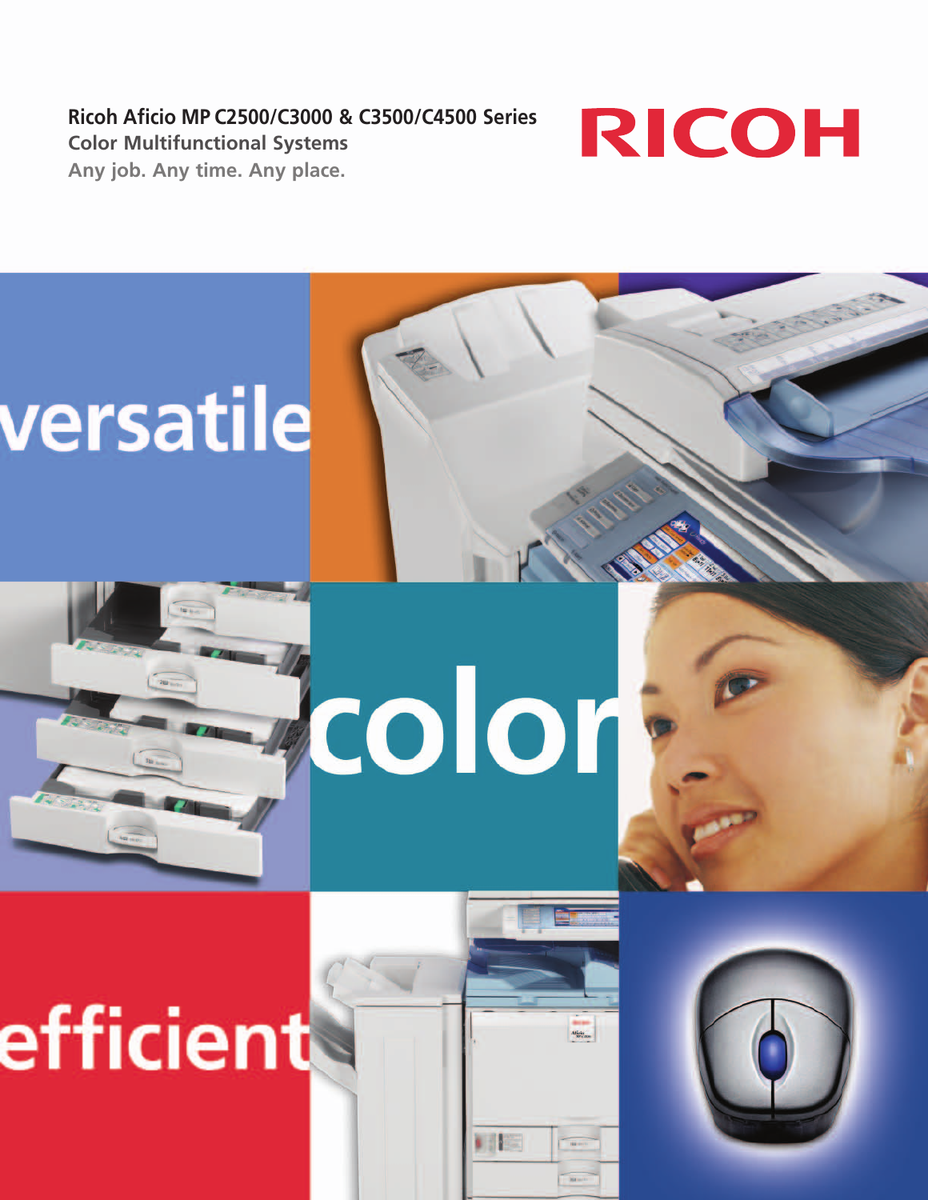# Ricoh Aficio MP C2500/C3000 & C3500/C4500 Series

## Color Multifunctional Systems

Any job. Any time. Any place.

RICOH

versatile

color

efficient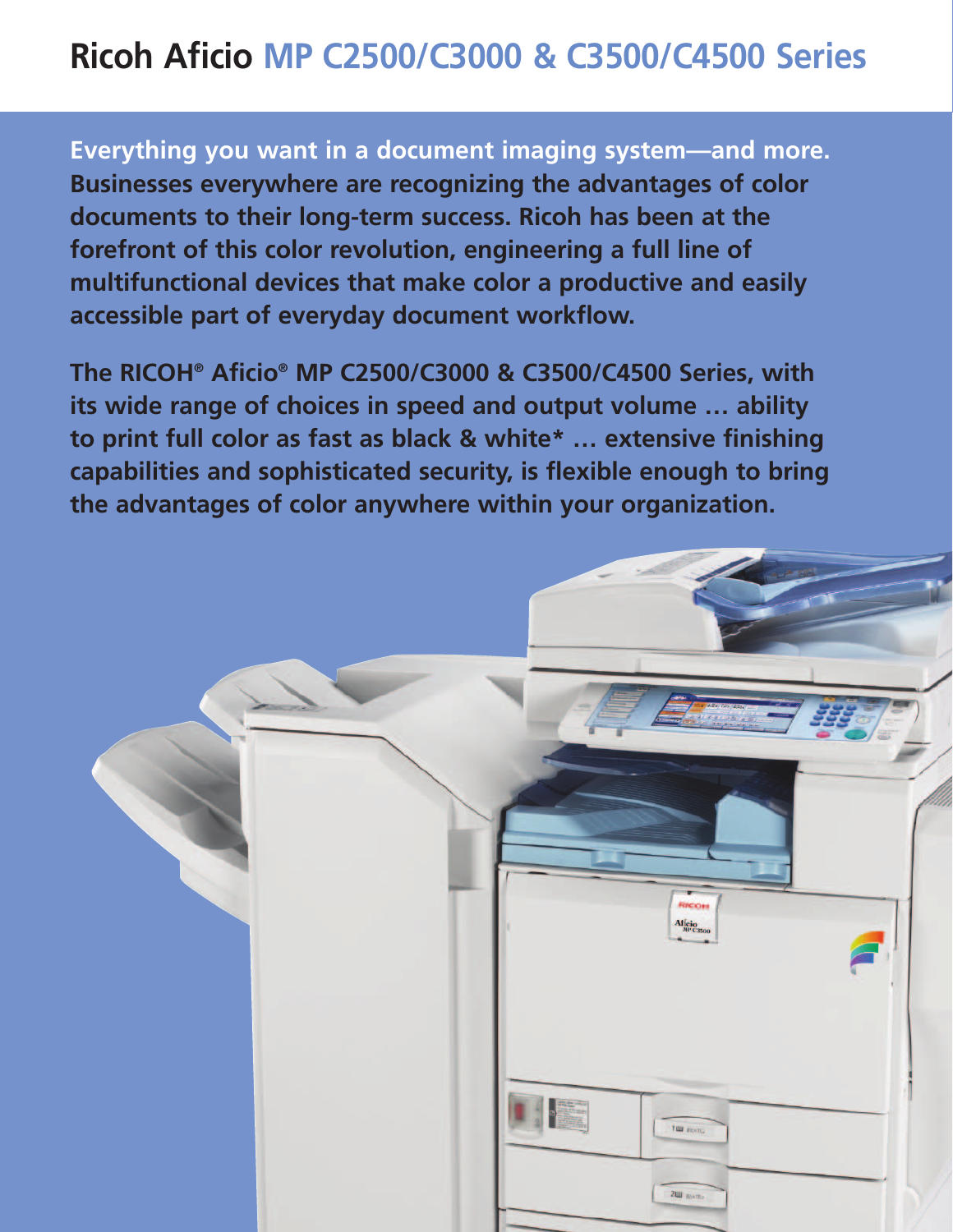# Ricoh Aficio MP C2500/C3000 & C3500/C4500 Series

**Everything you want in a document imaging system—and more. Businesses everywhere are recognizing the advantages of color documents to their long-term success. Ricoh has been at the forefront of this color revolution, engineering a full line of multifunctional devices that make color a productive and easily accessible part of everyday document workflow.**

**The RICOH® Aficio® MP C2500/C3000 & C3500/C4500 Series, with its wide range of choices in speed and output volume … ability to print full color as fast as black & white* … extensive finishing capabilities and sophisticated security, is flexible enough to bring the advantages of color anywhere within your organization.**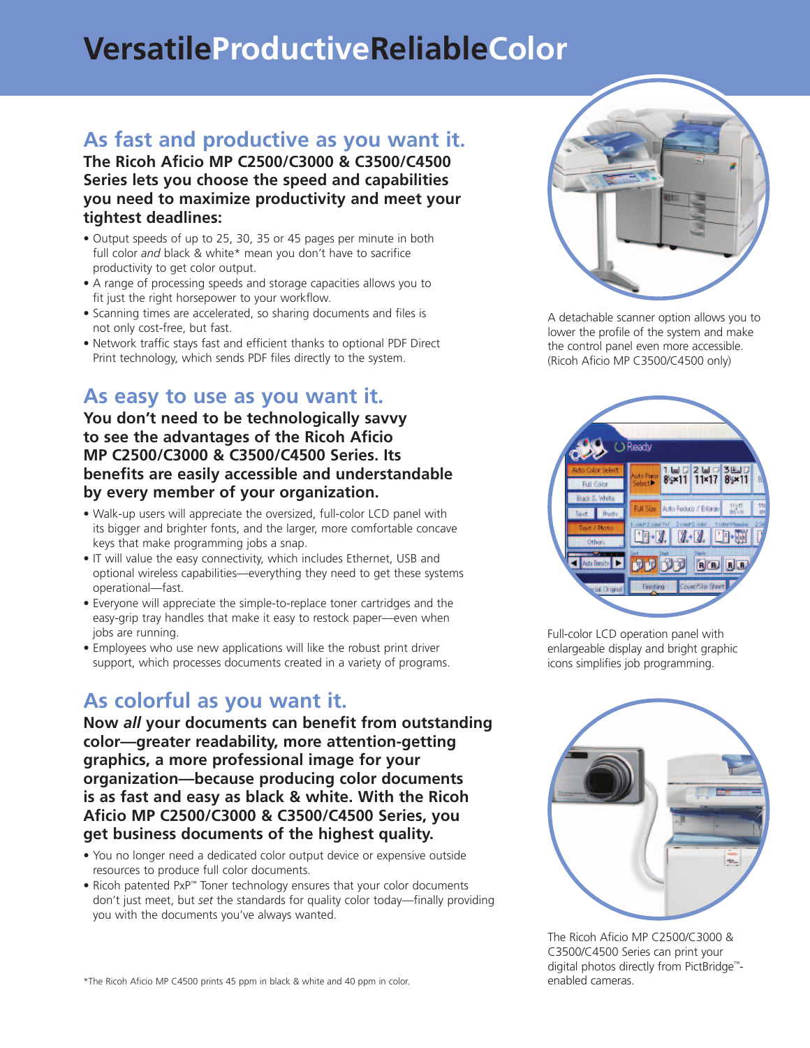# VersatileProductiveReliableColor

## As fast and productive as you want it.

**The Ricoh Aficio MP C2500/C3000 & C3500/C4500 Series lets you choose the speed and capabilities you need to maximize productivity and meet your tightest deadlines:**

- Output speeds of up to 25, 30, 35 or 45 pages per minute in both full color *and* black & white* mean you don't have to sacrifice productivity to get color output.
- A range of processing speeds and storage capacities allows you to fit just the right horsepower to your workflow.
- Scanning times are accelerated, so sharing documents and files is not only cost-free, but fast.
- Network traffic stays fast and efficient thanks to optional PDF Direct Print technology, which sends PDF files directly to the system.

## As easy to use as you want it.

**You don't need to be technologically savvy to see the advantages of the Ricoh Aficio MP C2500/C3000 & C3500/C4500 Series. Its benefits are easily accessible and understandable by every member of your organization.**

- Walk-up users will appreciate the oversized, full-color LCD panel with its bigger and brighter fonts, and the larger, more comfortable concave keys that make programming jobs a snap.
- IT will value the easy connectivity, which includes Ethernet, USB and optional wireless capabilities—everything they need to get these systems operational—fast.
- Everyone will appreciate the simple-to-replace toner cartridges and the easy-grip tray handles that make it easy to restock paper—even when jobs are running.
- Employees who use new applications will like the robust print driver support, which processes documents created in a variety of programs.

## As colorful as you want it.

**Now *all* your documents can benefit from outstanding color—greater readability, more attention-getting graphics, a more professional image for your organization—because producing color documents is as fast and easy as black & white. With the Ricoh Aficio MP C2500/C3000 & C3500/C4500 Series, you get business documents of the highest quality.**

- You no longer need a dedicated color output device or expensive outside resources to produce full color documents.
- Ricoh patented PxP™ Toner technology ensures that your color documents don't just meet, but *set* the standards for quality color today—finally providing you with the documents you've always wanted.

*The Ricoh Aficio MP C4500 prints 45 ppm in black & white and 40 ppm in color.

A detachable scanner option allows you to lower the profile of the system and make the control panel even more accessible. (Ricoh Aficio MP C3500/C4500 only)

Full-color LCD operation panel with enlargeable display and bright graphic icons simplifies job programming.

The Ricoh Aficio MP C2500/C3000 & C3500/C4500 Series can print your digital photos directly from PictBridge™-enabled cameras.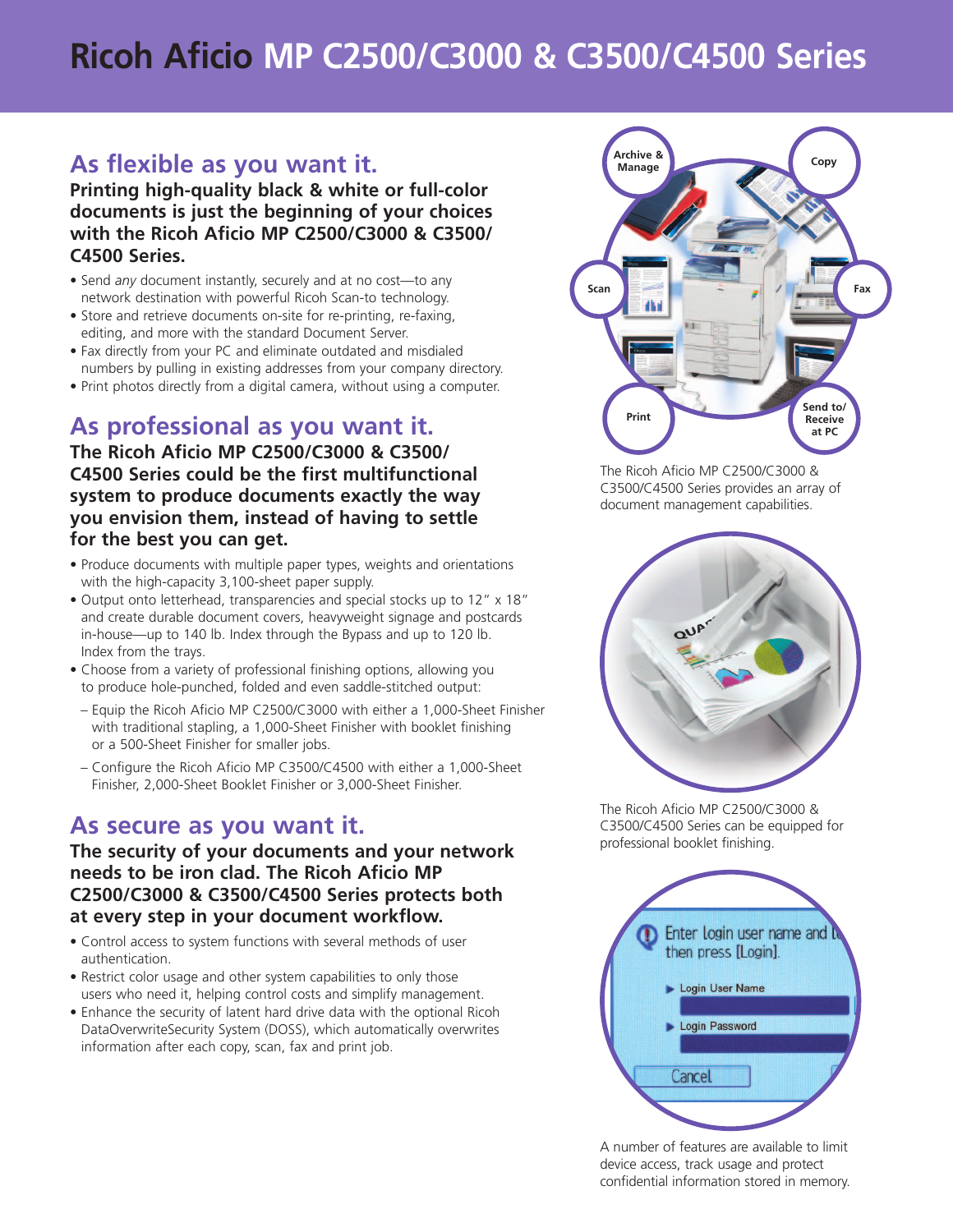# Ricoh Aficio MP C2500/C3000 & C3500/C4500 Series

## As flexible as you want it.

**Printing high-quality black & white or full-color documents is just the beginning of your choices with the Ricoh Aficio MP C2500/C3000 & C3500/C4500 Series.**

- Send *any* document instantly, securely and at no cost—to any network destination with powerful Ricoh Scan-to technology.
- Store and retrieve documents on-site for re-printing, re-faxing, editing, and more with the standard Document Server.
- Fax directly from your PC and eliminate outdated and misdialed numbers by pulling in existing addresses from your company directory.
- Print photos directly from a digital camera, without using a computer.

## As professional as you want it.

**The Ricoh Aficio MP C2500/C3000 & C3500/C4500 Series could be the first multifunctional system to produce documents exactly the way you envision them, instead of having to settle for the best you can get.**

- Produce documents with multiple paper types, weights and orientations with the high-capacity 3,100-sheet paper supply.
- Output onto letterhead, transparencies and special stocks up to 12" x 18" and create durable document covers, heavyweight signage and postcards in-house—up to 140 lb. Index through the Bypass and up to 120 lb. Index from the trays.
- Choose from a variety of professional finishing options, allowing you to produce hole-punched, folded and even saddle-stitched output:
  - Equip the Ricoh Aficio MP C2500/C3000 with either a 1,000-Sheet Finisher with traditional stapling, a 1,000-Sheet Finisher with booklet finishing or a 500-Sheet Finisher for smaller jobs.
  - Configure the Ricoh Aficio MP C3500/C4500 with either a 1,000-Sheet Finisher, 2,000-Sheet Booklet Finisher or 3,000-Sheet Finisher.

## As secure as you want it.

**The security of your documents and your network needs to be iron clad. The Ricoh Aficio MP C2500/C3000 & C3500/C4500 Series protects both at every step in your document workflow.**

- Control access to system functions with several methods of user authentication.
- Restrict color usage and other system capabilities to only those users who need it, helping control costs and simplify management.
- Enhance the security of latent hard drive data with the optional Ricoh DataOverwriteSecurity System (DOSS), which automatically overwrites information after each copy, scan, fax and print job.

Archive & Manage · Copy · Scan · Fax · Print · Send to/Receive at PC

The Ricoh Aficio MP C2500/C3000 & C3500/C4500 Series provides an array of document management capabilities.

The Ricoh Aficio MP C2500/C3000 & C3500/C4500 Series can be equipped for professional booklet finishing.

A number of features are available to limit device access, track usage and protect confidential information stored in memory.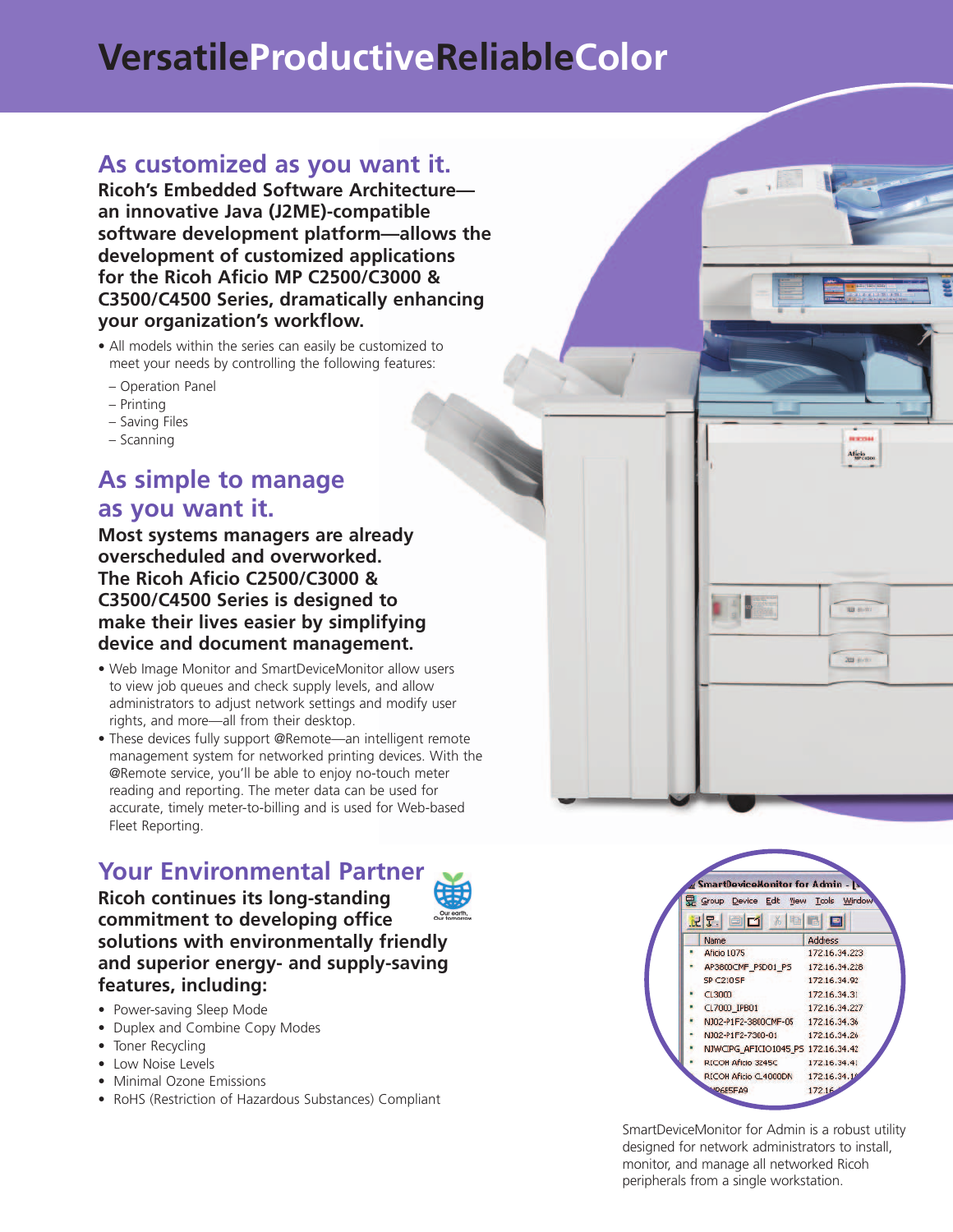# VersatileProductiveReliableColor

## As customized as you want it.

**Ricoh's Embedded Software Architecture—an innovative Java (J2ME)-compatible software development platform—allows the development of customized applications for the Ricoh Aficio MP C2500/C3000 & C3500/C4500 Series, dramatically enhancing your organization's workflow.**

- All models within the series can easily be customized to meet your needs by controlling the following features:
  - Operation Panel
  - Printing
  - Saving Files
  - Scanning

## As simple to manage as you want it.

**Most systems managers are already overscheduled and overworked. The Ricoh Aficio C2500/C3000 & C3500/C4500 Series is designed to make their lives easier by simplifying device and document management.**

- Web Image Monitor and SmartDeviceMonitor allow users to view job queues and check supply levels, and allow administrators to adjust network settings and modify user rights, and more—all from their desktop.
- These devices fully support @Remote—an intelligent remote management system for networked printing devices. With the @Remote service, you'll be able to enjoy no-touch meter reading and reporting. The meter data can be used for accurate, timely meter-to-billing and is used for Web-based Fleet Reporting.

## Your Environmental Partner

**Ricoh continues its long-standing commitment to developing office solutions with environmentally friendly and superior energy- and supply-saving features, including:**

- Power-saving Sleep Mode
- Duplex and Combine Copy Modes
- Toner Recycling
- Low Noise Levels
- Minimal Ozone Emissions
- RoHS (Restriction of Hazardous Substances) Compliant

SmartDeviceMonitor for Admin is a robust utility designed for network administrators to install, monitor, and manage all networked Ricoh peripherals from a single workstation.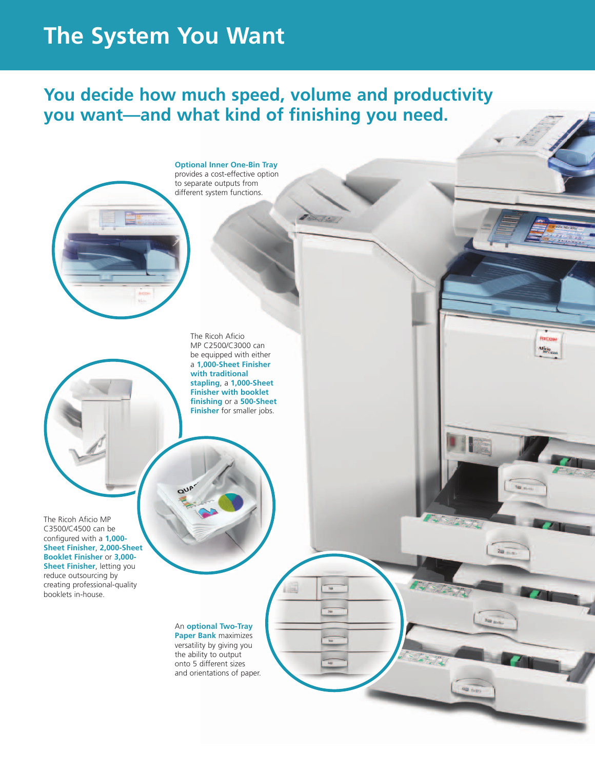# The System You Want

## You decide how much speed, volume and productivity you want—and what kind of finishing you need.

**Optional Inner One-Bin Tray** provides a cost-effective option to separate outputs from different system functions.

The Ricoh Aficio MP C2500/C3000 can be equipped with either a **1,000-Sheet Finisher with traditional stapling**, a **1,000-Sheet Finisher with booklet finishing** or a **500-Sheet Finisher** for smaller jobs.

The Ricoh Aficio MP C3500/C4500 can be configured with a **1,000-Sheet Finisher**, **2,000-Sheet Booklet Finisher** or **3,000-Sheet Finisher**, letting you reduce outsourcing by creating professional-quality booklets in-house.

An **optional Two-Tray Paper Bank** maximizes versatility by giving you the ability to output onto 5 different sizes and orientations of paper.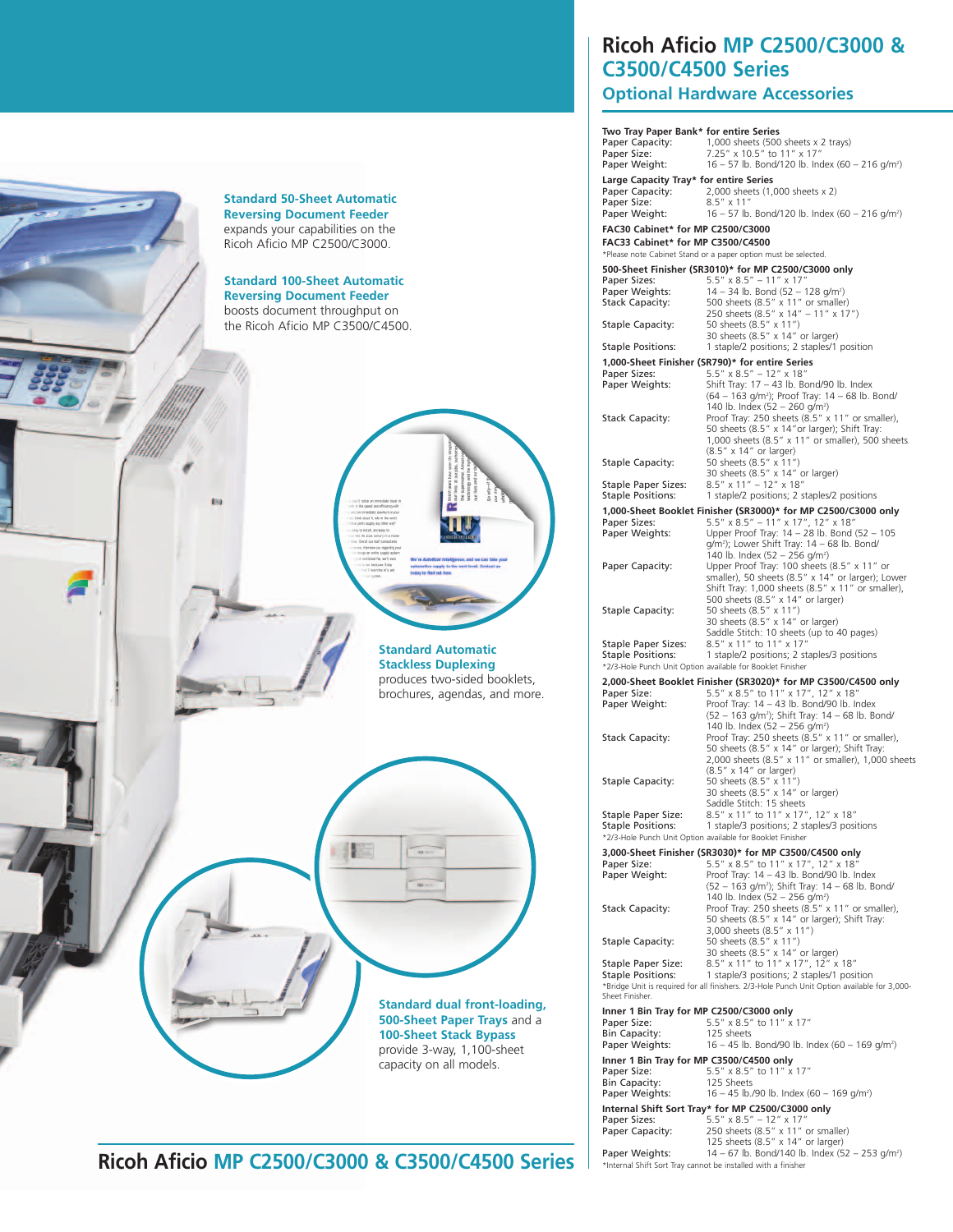# Ricoh Aficio MP C2500/C3000 & C3500/C4500 Series

## Optional Hardware Accessories

**Standard 50-Sheet Automatic Reversing Document Feeder** expands your capabilities on the Ricoh Aficio MP C2500/C3000.

**Standard 100-Sheet Automatic Reversing Document Feeder** boosts document throughput on the Ricoh Aficio MP C3500/C4500.

**Standard Automatic Stackless Duplexing** produces two-sided booklets, brochures, agendas, and more.

**Standard dual front-loading, 500-Sheet Paper Trays** and a **100-Sheet Stack Bypass** provide 3-way, 1,100-sheet capacity on all models.

**Two Tray Paper Bank* for entire Series**

| | |
|---|---|
| Paper Capacity: | 1,000 sheets (500 sheets x 2 trays) |
| Paper Size: | 7.25" x 10.5" to 11" x 17" |
| Paper Weight: | 16 – 57 lb. Bond/120 lb. Index (60 – 216 g/m²) |

**Large Capacity Tray* for entire Series**

| | |
|---|---|
| Paper Capacity: | 2,000 sheets (1,000 sheets x 2) |
| Paper Size: | 8.5" x 11" |
| Paper Weight: | 16 – 57 lb. Bond/120 lb. Index (60 – 216 g/m²) |

**FAC30 Cabinet* for MP C2500/C3000**

**FAC33 Cabinet* for MP C3500/C4500**

*Please note Cabinet Stand or a paper option must be selected.

**500-Sheet Finisher (SR3010)* for MP C2500/C3000 only**

| | |
|---|---|
| Paper Sizes: | 5.5" x 8.5" – 11" x 17" |
| Paper Weights: | 14 – 34 lb. Bond (52 – 128 g/m²) |
| Stack Capacity: | 500 sheets (8.5" x 11" or smaller) 250 sheets (8.5" x 14" – 11" x 17") |
| Staple Capacity: | 50 sheets (8.5" x 11") 30 sheets (8.5" x 14" or larger) |
| Staple Positions: | 1 staple/2 positions; 2 staples/1 position |

**1,000-Sheet Finisher (SR790)* for entire Series**

| | |
|---|---|
| Paper Sizes: | 5.5" x 8.5" – 12" x 18" |
| Paper Weights: | Shift Tray: 17 – 43 lb. Bond/90 lb. Index (64 – 163 g/m²); Proof Tray: 14 – 68 lb. Bond/140 lb. Index (52 – 260 g/m²) |
| Stack Capacity: | Proof Tray: 250 sheets (8.5" x 11" or smaller), 50 sheets (8.5" x 14" or larger); Shift Tray: 1,000 sheets (8.5" x 11" or smaller), 500 sheets (8.5" x 14" or larger) |
| Staple Capacity: | 50 sheets (8.5" x 11") 30 sheets (8.5" x 14" or larger) |
| Staple Paper Sizes: | 8.5" x 11" – 12" x 18" |
| Staple Positions: | 1 staple/2 positions; 2 staples/2 positions |

**1,000-Sheet Booklet Finisher (SR3000)* for MP C2500/C3000 only**

| | |
|---|---|
| Paper Sizes: | 5.5" x 8.5" – 11" x 17", 12" x 18" |
| Paper Weights: | Upper Proof Tray: 14 – 28 lb. Bond (52 – 105 g/m²); Lower Shift Tray: 14 – 68 lb. Bond/140 lb. Index (52 – 256 g/m²) |
| Paper Capacity: | Upper Proof Tray: 100 sheets (8.5" x 11" or smaller), 50 sheets (8.5" x 14" or larger); Lower Shift Tray: 1,000 sheets (8.5" x 11" or smaller), 500 sheets (8.5" x 14" or larger) |
| Staple Capacity: | 50 sheets (8.5" x 11") 30 sheets (8.5" x 14" or larger) Saddle Stitch: 10 sheets (up to 40 pages) |
| Staple Paper Sizes: | 8.5" x 11" to 11" x 17" |
| Staple Positions: | 1 staple/2 positions; 2 staples/3 positions |

*2/3-Hole Punch Unit Option available for Booklet Finisher

**2,000-Sheet Booklet Finisher (SR3020)* for MP C3500/C4500 only**

| | |
|---|---|
| Paper Size: | 5.5" x 8.5" to 11" x 17", 12" x 18" |
| Paper Weight: | Proof Tray: 14 – 43 lb. Bond/90 lb. Index (52 – 163 g/m²); Shift Tray: 14 – 68 lb. Bond/140 lb. Index (52 – 256 g/m²) |
| Stack Capacity: | Proof Tray: 250 sheets (8.5" x 11" or smaller), 50 sheets (8.5" x 14" or larger); Shift Tray: 2,000 sheets (8.5" x 11" or smaller), 1,000 sheets (8.5" x 14" or larger) |
| Staple Capacity: | 50 sheets (8.5" x 11") 30 sheets (8.5" x 14" or larger) Saddle Stitch: 15 sheets |
| Staple Paper Size: | 8.5" x 11" to 11" x 17", 12" x 18" |
| Staple Positions: | 1 staple/3 positions; 2 staples/3 positions |

*2/3-Hole Punch Unit Option available for Booklet Finisher

**3,000-Sheet Finisher (SR3030)* for MP C3500/C4500 only**

| | |
|---|---|
| Paper Size: | 5.5" x 8.5" to 11" x 17", 12" x 18" |
| Paper Weight: | Proof Tray: 14 – 43 lb. Bond/90 lb. Index (52 – 163 g/m²); Shift Tray: 14 – 68 lb. Bond/140 lb. Index (52 – 256 g/m²) |
| Stack Capacity: | Proof Tray: 250 sheets (8.5" x 11" or smaller), 50 sheets (8.5" x 14" or larger); Shift Tray: 3,000 sheets (8.5" x 11") |
| Staple Capacity: | 50 sheets (8.5" x 11") 30 sheets (8.5" x 14" or larger) |
| Staple Paper Size: | 8.5" x 11" to 11" x 17", 12" x 18" |
| Staple Positions: | 1 staple/3 positions; 2 staples/1 position |

*Bridge Unit is required for all finishers. 2/3-Hole Punch Unit Option available for 3,000-Sheet Finisher.

**Inner 1 Bin Tray for MP C2500/C3000 only**

| | |
|---|---|
| Paper Size: | 5.5" x 8.5" to 11" x 17" |
| Bin Capacity: | 125 sheets |
| Paper Weights: | 16 – 45 lb. Bond/90 lb. Index (60 – 169 g/m²) |

**Inner 1 Bin Tray for MP C3500/C4500 only**

| | |
|---|---|
| Paper Size: | 5.5" x 8.5" to 11" x 17" |
| Bin Capacity: | 125 Sheets |
| Paper Weights: | 16 – 45 lb./90 lb. Index (60 – 169 g/m²) |

**Internal Shift Sort Tray* for MP C2500/C3000 only**

| | |
|---|---|
| Paper Sizes: | 5.5" x 8.5" – 12" x 17" |
| Paper Capacity: | 250 sheets (8.5" x 11" or smaller) 125 sheets (8.5" x 14" or larger) |
| Paper Weights: | 14 – 67 lb. Bond/140 lb. Index (52 – 253 g/m²) |

*Internal Shift Sort Tray cannot be installed with a finisher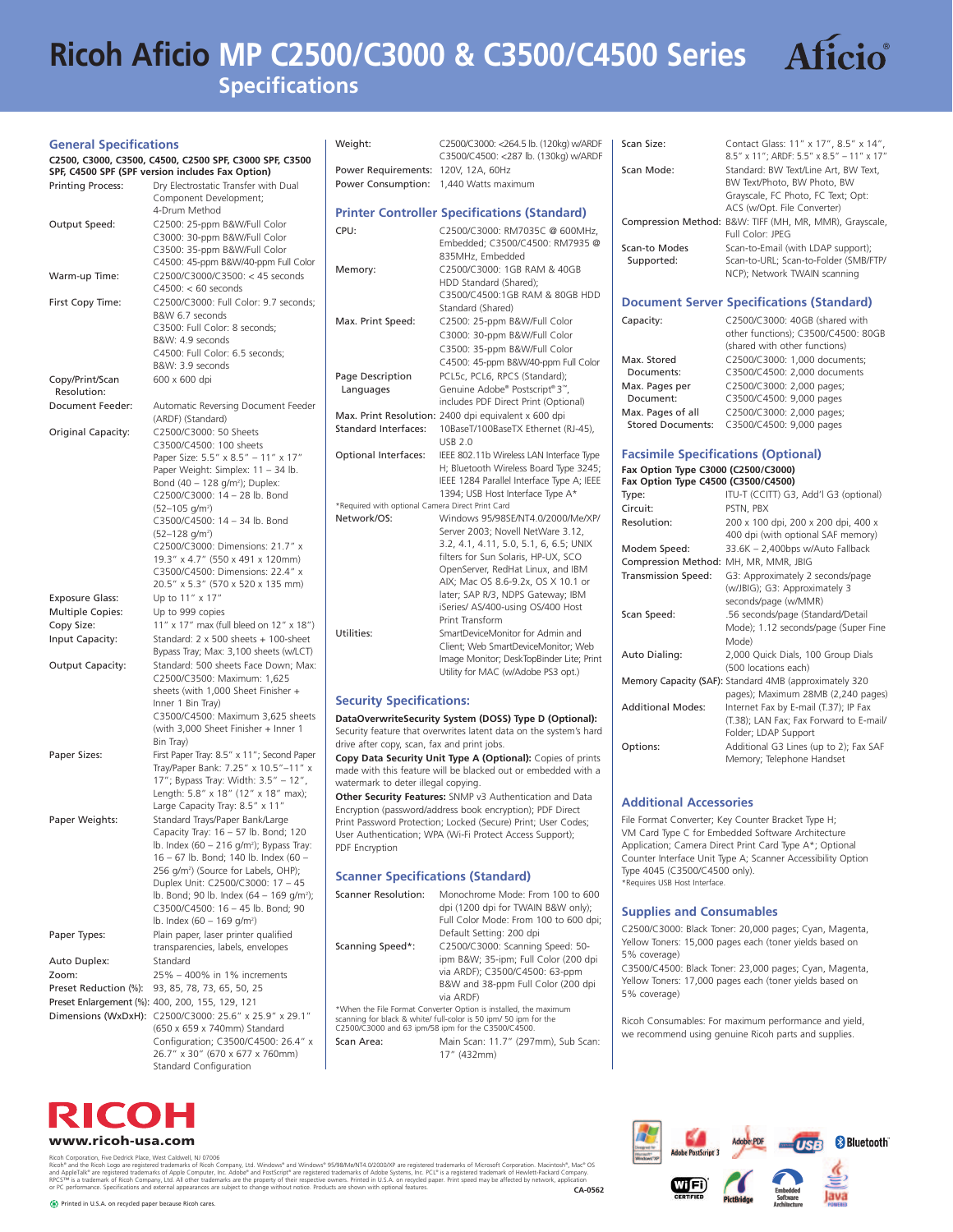# Ricoh Aficio MP C2500/C3000 & C3500/C4500 Series

## Specifications

### General Specifications

**C2500, C3000, C3500, C4500, C2500 SPF, C3000 SPF, C3500 SPF, C4500 SPF (SPF version includes Fax Option)**

| | |
|---|---|
| Printing Process: | Dry Electrostatic Transfer with Dual Component Development; 4-Drum Method |
| Output Speed: | C2500: 25-ppm B&W/Full Color<br>C3000: 30-ppm B&W/Full Color<br>C3500: 35-ppm B&W/Full Color<br>C4500: 45-ppm B&W/40-ppm Full Color |
| Warm-up Time: | C2500/C3000/C3500: < 45 seconds<br>C4500: < 60 seconds |
| First Copy Time: | C2500/C3000: Full Color: 9.7 seconds; B&W 6.7 seconds<br>C3500: Full Color: 8 seconds; B&W: 4.9 seconds<br>C4500: Full Color: 6.5 seconds; B&W: 3.9 seconds |
| Copy/Print/Scan Resolution: | 600 x 600 dpi |
| Document Feeder: | Automatic Reversing Document Feeder (ARDF) (Standard) |
| Original Capacity: | C2500/C3000: 50 Sheets<br>C3500/C4500: 100 sheets<br>Paper Size: 5.5" x 8.5" – 11" x 17"<br>Paper Weight: Simplex: 11 – 34 lb. Bond (40 – 128 g/m²); Duplex: C2500/C3000: 14 – 28 lb. Bond (52–105 g/m²)<br>C3500/C4500: 14 – 34 lb. Bond (52–128 g/m²)<br>C2500/C3000: Dimensions: 21.7" x 19.3" x 4.7" (550 x 491 x 120mm)<br>C3500/C4500: Dimensions: 22.4" x 20.5" x 5.3" (570 x 520 x 135 mm) |
| Exposure Glass: | Up to 11" x 17" |
| Multiple Copies: | Up to 999 copies |
| Copy Size: | 11" x 17" max (full bleed on 12" x 18") |
| Input Capacity: | Standard: 2 x 500 sheets + 100-sheet Bypass Tray; Max: 3,100 sheets (w/LCT) |
| Output Capacity: | Standard: 500 sheets Face Down; Max: C2500/C3500: Maximum: 1,625 sheets (with 1,000 Sheet Finisher + Inner 1 Bin Tray)<br>C3500/C4500: Maximum 3,625 sheets (with 3,000 Sheet Finisher + Inner 1 Bin Tray) |
| Paper Sizes: | First Paper Tray: 8.5" x 11"; Second Paper Tray/Paper Bank: 7.25" x 10.5"–11" x 17"; Bypass Tray: Width: 3.5" – 12", Length: 5.8" x 18" (12" x 18" max); Large Capacity Tray: 8.5" x 11" |
| Paper Weights: | Standard Trays/Paper Bank/Large Capacity Tray: 16 – 57 lb. Bond; 120 lb. Index (60 – 216 g/m²); Bypass Tray: 16 – 67 lb. Bond; 140 lb. Index (60 – 256 g/m²) (Source for Labels, OHP); Duplex Unit: C2500/C3000: 17 – 45 lb. Bond; 90 lb. Index (64 – 169 g/m²); C3500/C4500: 16 – 45 lb. Bond; 90 lb. Index (60 – 169 g/m²) |
| Paper Types: | Plain paper, laser printer qualified transparencies, labels, envelopes |
| Auto Duplex: | Standard |
| Zoom: | 25% – 400% in 1% increments |
| Preset Reduction (%): | 93, 85, 78, 73, 65, 50, 25 |
| Preset Enlargement (%): | 400, 200, 155, 129, 121 |
| Dimensions (WxDxH): | C2500/C3000: 25.6" x 25.9" x 29.1" (650 x 659 x 740mm) Standard Configuration; C3500/C4500: 26.4" x 26.7" x 30" (670 x 677 x 760mm) Standard Configuration |
| Weight: | C2500/C3000: <264.5 lb. (120kg) w/ARDF<br>C3500/C4500: <287 lb. (130kg) w/ARDF |
| Power Requirements: | 120V, 12A, 60Hz |
| Power Consumption: | 1,440 Watts maximum |

### Printer Controller Specifications (Standard)

| | |
|---|---|
| CPU: | C2500/C3000: RM7035C @ 600MHz, Embedded; C3500/C4500: RM7935 @ 835MHz, Embedded |
| Memory: | C2500/C3000: 1GB RAM & 40GB HDD Standard (Shared);<br>C3500/C4500:1GB RAM & 80GB HDD Standard (Shared) |
| Max. Print Speed: | C2500: 25-ppm B&W/Full Color<br>C3000: 30-ppm B&W/Full Color<br>C3500: 35-ppm B&W/Full Color<br>C4500: 45-ppm B&W/40-ppm Full Color |
| Page Description Languages | PCL5c, PCL6, RPCS (Standard); Genuine Adobe® Postscript® 3™, includes PDF Direct Print (Optional) |
| Max. Print Resolution: | 2400 dpi equivalent x 600 dpi |
| Standard Interfaces: | 10BaseT/100BaseTX Ethernet (RJ-45), USB 2.0 |
| Optional Interfaces: | IEEE 802.11b Wireless LAN Interface Type H; Bluetooth Wireless Board Type 3245; IEEE 1284 Parallel Interface Type A; IEEE 1394; USB Host Interface Type A* |

*Required with optional Camera Direct Print Card

| | |
|---|---|
| Network/OS: | Windows 95/98SE/NT4.0/2000/Me/XP/Server 2003; Novell NetWare 3.12, 3.2, 4.1, 4.11, 5.0, 5.1, 6, 6.5; UNIX filters for Sun Solaris, HP-UX, SCO OpenServer, RedHat Linux, and IBM AIX; Mac OS 8.6-9.2x, OS X 10.1 or later; SAP R/3, NDPS Gateway; IBM iSeries/ AS/400-using OS/400 Host Print Transform |
| Utilities: | SmartDeviceMonitor for Admin and Client; Web SmartDeviceMonitor; Web Image Monitor; DeskTopBinder Lite; Print Utility for MAC (w/Adobe PS3 opt.) |

### Security Specifications:

**DataOverwriteSecurity System (DOSS) Type D (Optional):** Security feature that overwrites latent data on the system's hard drive after copy, scan, fax and print jobs.

**Copy Data Security Unit Type A (Optional):** Copies of prints made with this feature will be blacked out or embedded with a watermark to deter illegal copying.

**Other Security Features:** SNMP v3 Authentication and Data Encryption (password/address book encryption); PDF Direct Print Password Protection; Locked (Secure) Print; User Codes; User Authentication; WPA (Wi-Fi Protect Access Support); PDF Encryption

### Scanner Specifications (Standard)

| | |
|---|---|
| Scanner Resolution: | Monochrome Mode: From 100 to 600 dpi (1200 dpi for TWAIN B&W only); Full Color Mode: From 100 to 600 dpi; Default Setting: 200 dpi |
| Scanning Speed*: | C2500/C3000: Scanning Speed: 50-ipm B&W; 35-ipm; Full Color (200 dpi via ARDF); C3500/C4500: 63-ppm B&W and 38-ppm Full Color (200 dpi via ARDF) |

*When the File Format Converter Option is installed, the maximum scanning for black & white/ full-color is 50 ipm/ 50 ipm for the C2500/C3000 and 63 ipm/58 ipm for the C3500/C4500.

| | |
|---|---|
| Scan Area: | Main Scan: 11.7" (297mm), Sub Scan: 17" (432mm) |
| Scan Size: | Contact Glass: 11" x 17", 8.5" x 14", 8.5" x 11"; ARDF: 5.5" x 8.5" – 11" x 17" |
| Scan Mode: | Standard: BW Text/Line Art, BW Text, BW Text/Photo, BW Photo, BW Grayscale, FC Photo, FC Text; Opt: ACS (w/Opt. File Converter) |
| Compression Method: | B&W: TIFF (MH, MR, MMR), Grayscale, Full Color: JPEG |
| Scan-to Modes Supported: | Scan-to-Email (with LDAP support); Scan-to-URL; Scan-to-Folder (SMB/FTP/NCP); Network TWAIN scanning |

### Document Server Specifications (Standard)

| | |
|---|---|
| Capacity: | C2500/C3000: 40GB (shared with other functions); C3500/C4500: 80GB (shared with other functions) |
| Max. Stored Documents: | C2500/C3000: 1,000 documents; C3500/C4500: 2,000 documents |
| Max. Pages per Document: | C2500/C3000: 2,000 pages; C3500/C4500: 9,000 pages |
| Max. Pages of all Stored Documents: | C2500/C3000: 2,000 pages; C3500/C4500: 9,000 pages |

### Facsimile Specifications (Optional)

**Fax Option Type C3000 (C2500/C3000)**
**Fax Option Type C4500 (C3500/C4500)**

| | |
|---|---|
| Type: | ITU-T (CCITT) G3, Add'l G3 (optional) |
| Circuit: | PSTN, PBX |
| Resolution: | 200 x 100 dpi, 200 x 200 dpi, 400 x 400 dpi (with optional SAF memory) |
| Modem Speed: | 33.6K – 2,400bps w/Auto Fallback |
| Compression Method: | MH, MR, MMR, JBIG |
| Transmission Speed: | G3: Approximately 2 seconds/page (w/JBIG); G3: Approximately 3 seconds/page (w/MMR) |
| Scan Speed: | .56 seconds/page (Standard/Detail Mode); 1.12 seconds/page (Super Fine Mode) |
| Auto Dialing: | 2,000 Quick Dials, 100 Group Dials (500 locations each) |
| Memory Capacity (SAF): | Standard 4MB (approximately 320 pages); Maximum 28MB (2,240 pages) |
| Additional Modes: | Internet Fax by E-mail (T.37); IP Fax (T.38); LAN Fax; Fax Forward to E-mail/Folder; LDAP Support |
| Options: | Additional G3 Lines (up to 2); Fax SAF Memory; Telephone Handset |

### Additional Accessories

File Format Converter; Key Counter Bracket Type H; VM Card Type C for Embedded Software Architecture Application; Camera Direct Print Card Type A*; Optional Counter Interface Unit Type A; Scanner Accessibility Option Type 4045 (C3500/C4500 only).
*Requires USB Host Interface.

### Supplies and Consumables

C2500/C3000: Black Toner: 20,000 pages; Cyan, Magenta, Yellow Toners: 15,000 pages each (toner yields based on 5% coverage)

C3500/C4500: Black Toner: 23,000 pages; Cyan, Magenta, Yellow Toners: 17,000 pages each (toner yields based on 5% coverage)

Ricoh Consumables: For maximum performance and yield, we recommend using genuine Ricoh parts and supplies.

RICOH
www.ricoh-usa.com

Ricoh Corporation, Five Dedrick Place, West Caldwell, NJ 07006
Ricoh® and the Ricoh Logo are registered trademarks of Ricoh Company, Ltd. Windows® and Windows® 95/98/Me/NT4.0/2000/XP are registered trademarks of Microsoft Corporation. Macintosh®, Mac® OS and AppleTalk® are registered trademarks of Apple Computer, Inc. Adobe® and PostScript® are registered trademarks of Adobe Systems, Inc. PCL® is a registered trademark of Hewlett-Packard Company. RPCS™ is a trademark of Ricoh Company, Ltd. All other trademarks are the property of their respective owners. Printed in U.S.A. on recycled paper. Print speed may be affected by network, application or PC performance. Specifications and external appearances are subject to change without notice. Products are shown with optional features.

CA-0562

Printed in U.S.A. on recycled paper because Ricoh cares.